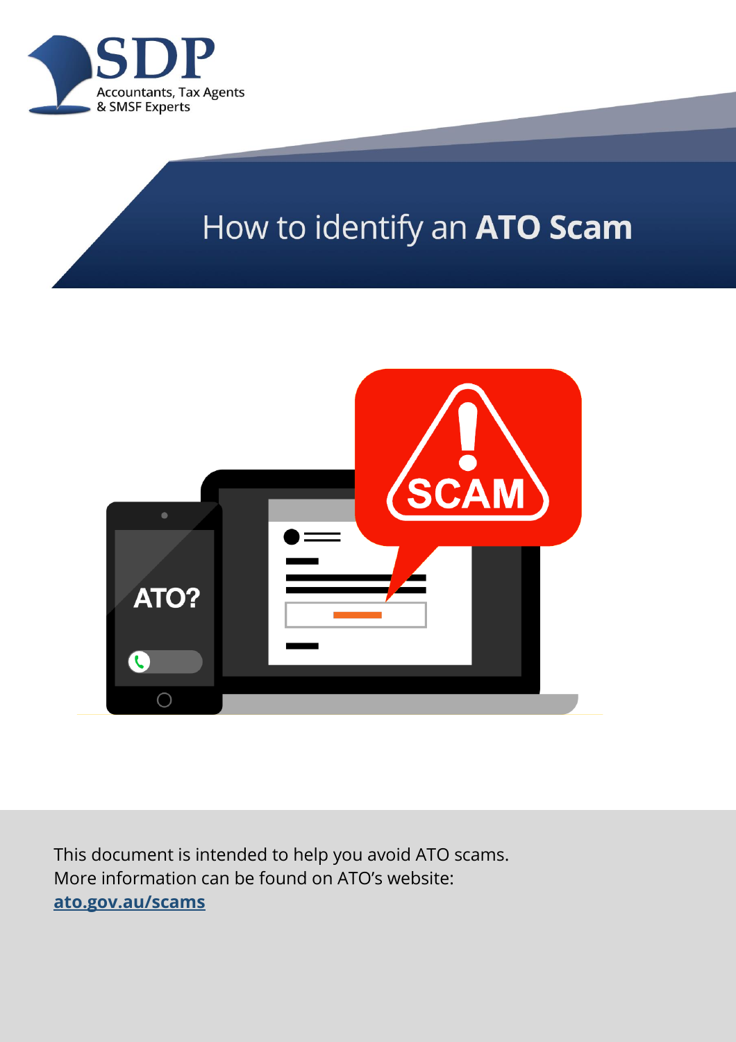SDP

Accountants, Tax Agents & SMSF Experts

# How to identify an **ATO Scam**

This document is intended to help you avoid ATO scams. More information can be found on ATO's website: **ato.gov.au/scams**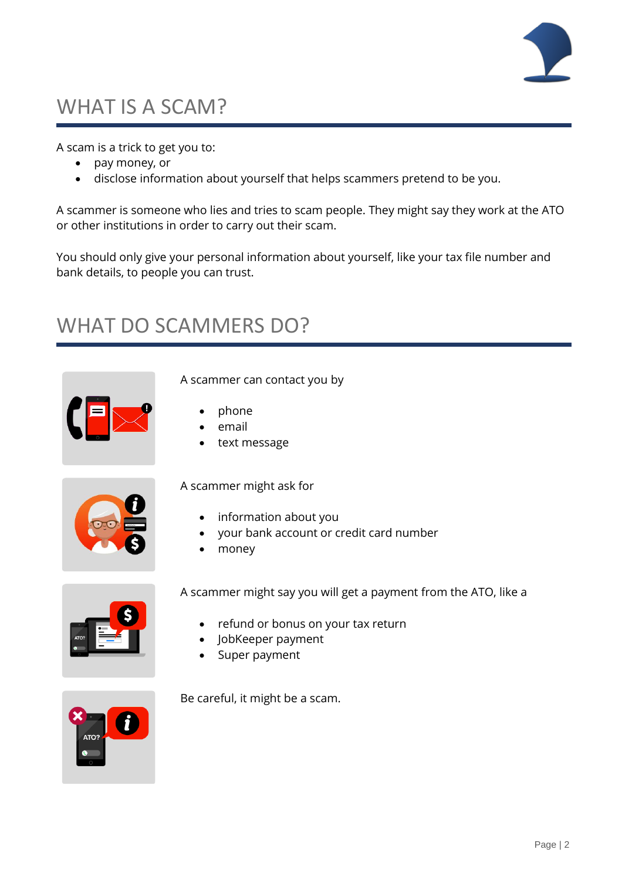# WHAT IS A SCAM?

A scam is a trick to get you to:

- pay money, or
- disclose information about yourself that helps scammers pretend to be you.

A scammer is someone who lies and tries to scam people. They might say they work at the ATO or other institutions in order to carry out their scam.

You should only give your personal information about yourself, like your tax file number and bank details, to people you can trust.

# WHAT DO SCAMMERS DO?

A scammer can contact you by

- phone
- email
- text message

A scammer might ask for

- information about you
- your bank account or credit card number
- money

A scammer might say you will get a payment from the ATO, like a

- refund or bonus on your tax return
- JobKeeper payment
- Super payment

Be careful, it might be a scam.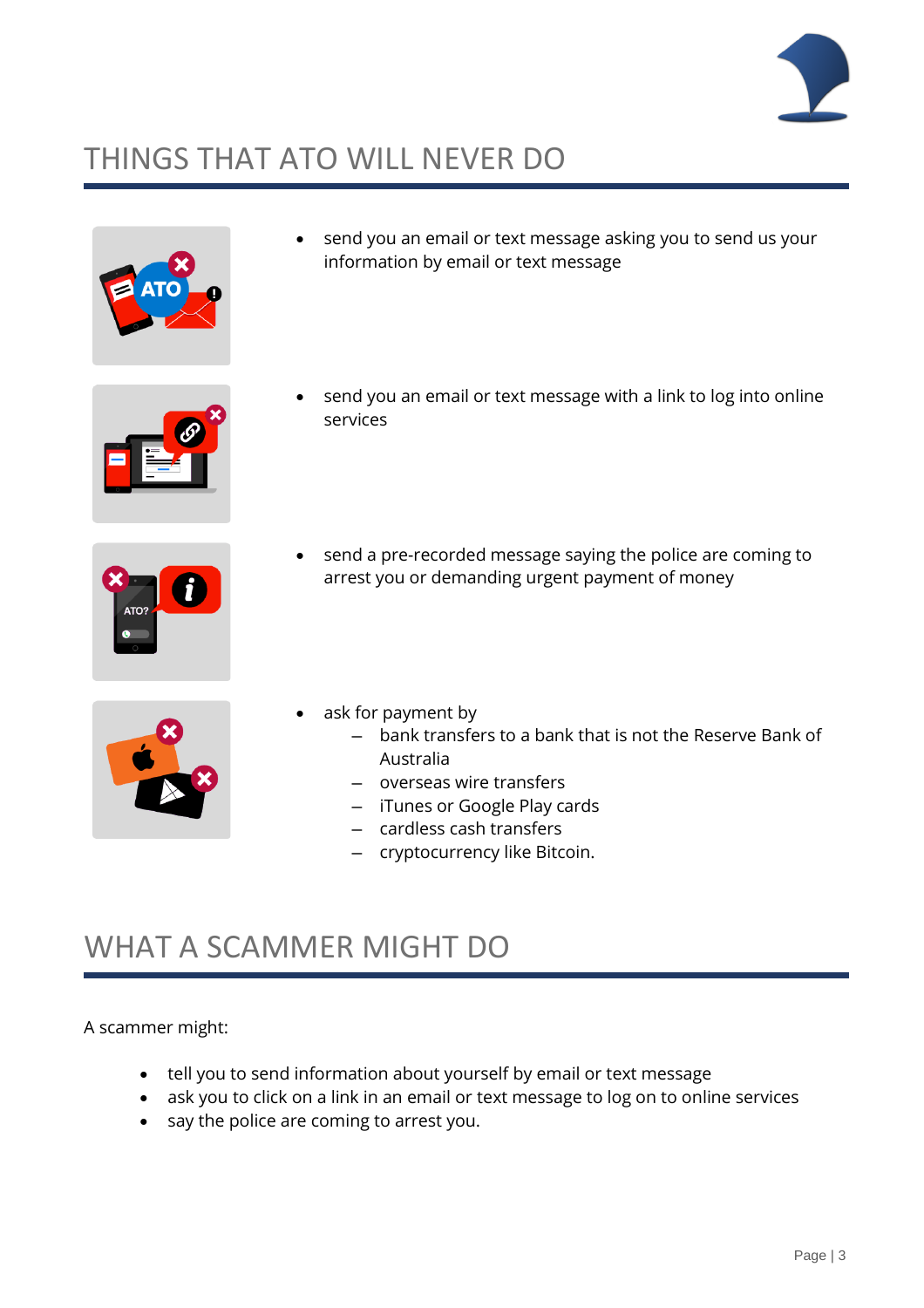## THINGS THAT ATO WILL NEVER DO

- send you an email or text message asking you to send us your information by email or text message
- send you an email or text message with a link to log into online services
- send a pre-recorded message saying the police are coming to arrest you or demanding urgent payment of money
- ask for payment by
  - bank transfers to a bank that is not the Reserve Bank of Australia
  - overseas wire transfers
  - iTunes or Google Play cards
  - cardless cash transfers
  - cryptocurrency like Bitcoin.

## WHAT A SCAMMER MIGHT DO

A scammer might:

- tell you to send information about yourself by email or text message
- ask you to click on a link in an email or text message to log on to online services
- say the police are coming to arrest you.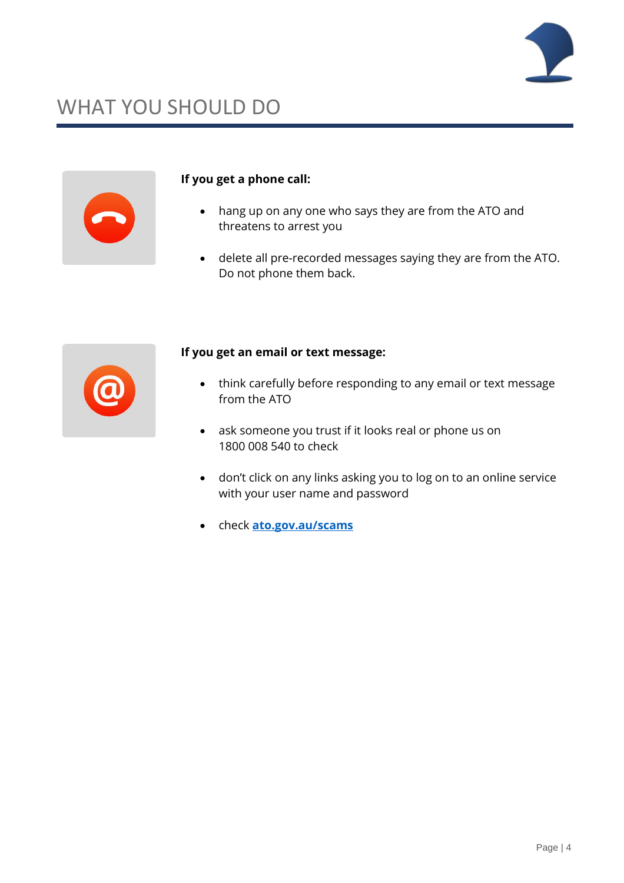# WHAT YOU SHOULD DO

**If you get a phone call:**

- hang up on any one who says they are from the ATO and threatens to arrest you
- delete all pre-recorded messages saying they are from the ATO. Do not phone them back.

**If you get an email or text message:**

- think carefully before responding to any email or text message from the ATO
- ask someone you trust if it looks real or phone us on 1800 008 540 to check
- don't click on any links asking you to log on to an online service with your user name and password
- check **ato.gov.au/scams**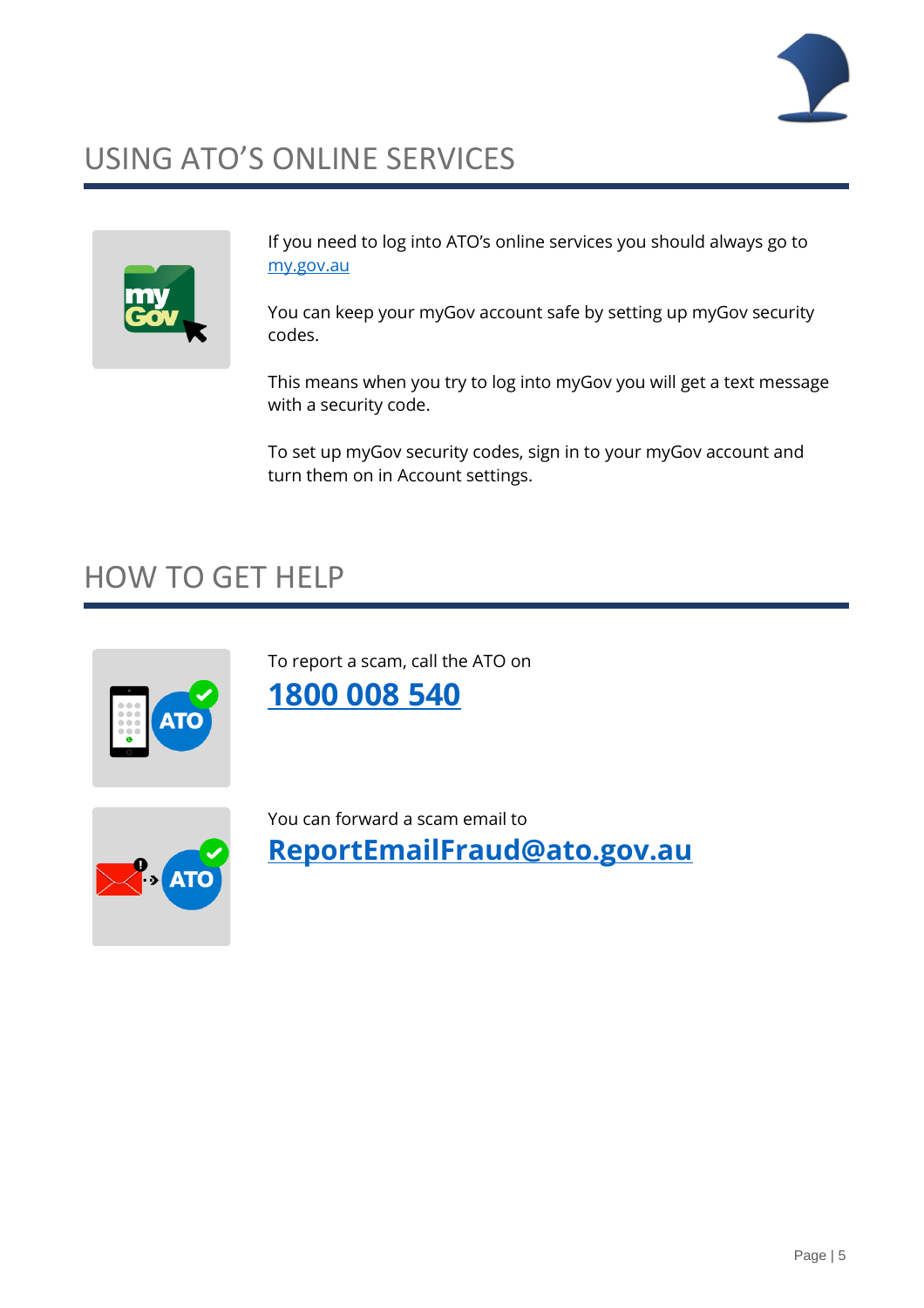## USING ATO'S ONLINE SERVICES

If you need to log into ATO's online services you should always go to my.gov.au

You can keep your myGov account safe by setting up myGov security codes.

This means when you try to log into myGov you will get a text message with a security code.

To set up myGov security codes, sign in to your myGov account and turn them on in Account settings.

## HOW TO GET HELP

To report a scam, call the ATO on

**1800 008 540**

You can forward a scam email to

**ReportEmailFraud@ato.gov.au**